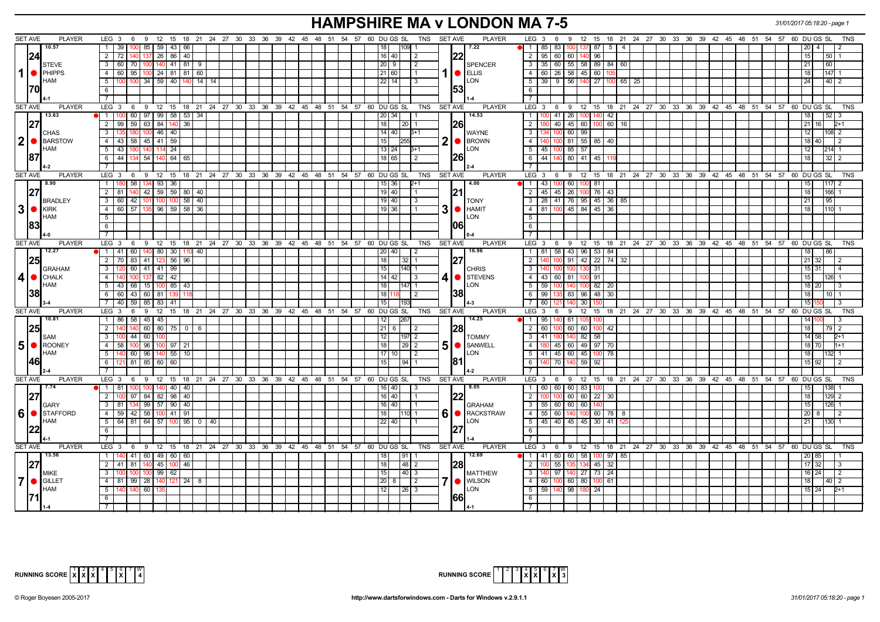# HAMPSHIRE MA v LONDON MA 7-5

31/01/2017 05:18:20 - page 1

## Match 1

| SET AVE | PLAYER | LEG | Scores | DU | GS | SL | TNS |
|---|---|---|---|---|---|---|---|
| 10.57 | STEVE PHIPPS HAM | 1 | 39, 100, 85, 59, 43, 66 | 18 | | 109 | 1 |
| 24 | | 2 | 72, 140, 137, 26, 86, 40 | 16 | 40 | | 2 |
| 70 | | 3 | 60, 70, 100, 140, 41, 81, 9 | 20 | 9 | | 2 |
| 4-1 | | 4 | 60, 95, 100, 24, 81, 81, 60 | 21 | 60 | | 1 |
| | | 5 | 100, 100, 34, 59, 40, 140, 14, 14 | 22 | 14 | | 3 |

| SET AVE | PLAYER | LEG | Scores | DU | GS | SL | TNS |
|---|---|---|---|---|---|---|---|
| 7.22 | SPENCER ELLIS LON | 1 | 85, 83, 100, 137, 87, 5, 4 | 20 | 4 | | 2 |
| 22 | | 2 | 95, 60, 60, 140, 96 | 15 | | 50 | 1 |
| 53 | | 3 | 35, 60, 55, 58, 89, 84, 60 | 21 | | 60 | |
| 1-4 | | 4 | 60, 26, 58, 45, 60, 105 | 18 | | 147 | 1 |
| | | 5 | 39, 9, 56, 140, 27, 100, 65, 25 | 24 | | 40 | 2 |

## Match 2

| SET AVE | PLAYER | LEG | Scores | DU | GS | SL | TNS |
|---|---|---|---|---|---|---|---|
| 13.63 | CHAS BARSTOW HAM | 1 | 100, 60, 97, 99, 58, 53, 34 | 20 | 34 | | 1 |
| 27 | | 2 | 99, 59, 63, 84, 140, 36 | 18 | | 20 | 1 |
| 87 | | 3 | 135, 180, 100, 46, 40 | 14 | 40 | | 3+1 |
| 4-2 | | 4 | 43, 58, 45, 41, 59 | 15 | | 255 | |
| | | 5 | 43, 180, 140, 114, 24 | 13 | 24 | | 3+1 |
| | | 6 | 44, 134, 54, 140, 64, 65 | 18 | 65 | | 2 |

| SET AVE | PLAYER | LEG | Scores | DU | GS | SL | TNS |
|---|---|---|---|---|---|---|---|
| 14.53 | WAYNE BROWN LON | 1 | 100, 41, 26, 100, 140, 42 | 18 | | 52 | 3 |
| 26 | | 2 | 180, 40, 45, 60, 100, 60, 16 | 21 | 16 | | 2+1 |
| 26 | | 3 | 134, 100, 60, 99 | 12 | | 108 | 2 |
| 2-4 | | 4 | 140, 100, 81, 55, 85, 40 | 18 | 40 | | 2 |
| | | 5 | 45, 100, 85, 57 | 12 | | 214 | 1 |
| | | 6 | 44, 140, 80, 41, 45, 119 | 18 | | 32 | 2 |

## Match 3

| SET AVE | PLAYER | LEG | Scores | DU | GS | SL | TNS |
|---|---|---|---|---|---|---|---|
| 8.90 | BRADLEY KIRK HAM | 1 | 180, 58, 134, 93, 36 | 15 | 36 | | 2+1 |
| 27 | | 2 | 81, 140, 42, 59, 59, 80, 40 | 19 | 40 | | 1 |
| 83 | | 3 | 60, 42, 101, 100, 100, 58, 40 | 19 | 40 | | 3 |
| 4-0 | | 4 | 60, 57, 135, 96, 59, 58, 36 | 19 | 36 | | 1 |

| SET AVE | PLAYER | LEG | Scores | DU | GS | SL | TNS |
|---|---|---|---|---|---|---|---|
| 4.00 | TONY HAMIT LON | 1 | 43, 100, 60, 100, 81 | 15 | | 117 | 2 |
| 21 | | 2 | 45, 45, 26, 100, 76, 43 | 18 | | 166 | 1 |
| 06 | | 3 | 28, 41, 76, 95, 45, 36, 85 | 21 | | 95 | |
| 0-4 | | 4 | 81, 100, 45, 84, 45, 36 | 18 | | 110 | 1 |

## Match 4

| SET AVE | PLAYER | LEG | Scores | DU | GS | SL | TNS |
|---|---|---|---|---|---|---|---|
| 12.27 | GRAHAM CHALK HAM | 1 | 41, 60, 140, 80, 30, 110, 40 | 20 | 40 | | 2 |
| 25 | | 2 | 70, 83, 41, 123, 56, 96 | 18 | | 32 | 1 |
| 38 | | 3 | 120, 60, 41, 41, 99 | 15 | | 140 | 1 |
| 3-4 | | 4 | 140, 100, 137, 82, 42 | 14 | 42 | | 3 |
| | | 5 | 43, 68, 15, 100, 85, 43 | 18 | | 147 | 1 |
| | | 6 | 60, 43, 60, 81, 139, 118 | 18 | 118 | | 2 |
| | | 7 | 40, 59, 85, 83, 41 | 15 | | 193 | |

| SET AVE | PLAYER | LEG | Scores | DU | GS | SL | TNS |
|---|---|---|---|---|---|---|---|
| 16.96 | CHRIS STEVENS LON | 1 | 81, 58, 43, 96, 53, 84 | 18 | | 86 | |
| 27 | | 2 | 140, 100, 91, 42, 22, 74, 32 | 21 | 32 | | 2 |
| 38 | | 3 | 140, 100, 100, 130, 31 | 15 | 31 | | 4 |
| 4-3 | | 4 | 43, 60, 81, 100, 91 | 15 | | 126 | 1 |
| | | 5 | 59, 100, 140, 100, 82, 20 | 18 | 20 | | 3 |
| | | 6 | 99, 135, 83, 96, 48, 30 | 18 | | 10 | 1 |
| | | 7 | 60, 121, 140, 30, 150 | 15 | 150 | | 3 |

## Match 5

| SET AVE | PLAYER | LEG | Scores | DU | GS | SL | TNS |
|---|---|---|---|---|---|---|---|
| 10.81 | SAM ROONEY HAM | 1 | 86, 58, 45, 45 | 12 | | 267 | |
| 25 | | 2 | 140, 140, 60, 80, 75, 0, 6 | 21 | 6 | | 2 |
| 46 | | 3 | 100, 44, 60, 100 | 12 | | 197 | 2 |
| 2-4 | | 4 | 58, 100, 96, 100, 97, 21 | 18 | | 29 | 2 |
| | | 5 | 140, 60, 96, 140, 55, 10 | 17 | 10 | | 2 |
| | | 6 | 121, 81, 85, 60, 60 | 15 | | 94 | 1 |

| SET AVE | PLAYER | LEG | Scores | DU | GS | SL | TNS |
|---|---|---|---|---|---|---|---|
| 14.25 | TOMMY SANWELL LON | 1 | 95, 140, 61, 105, 100 | 14 | 100 | | 3 |
| 28 | | 2 | 60, 100, 60, 60, 100, 42 | 18 | | 79 | 2 |
| 81 | | 3 | 41, 180, 140, 82, 58 | 14 | 58 | | 2+1 |
| 4-2 | | 4 | 180, 45, 60, 49, 97, 70 | 18 | 70 | | 1+1 |
| | | 5 | 41, 45, 60, 45, 100, 78 | 18 | | 132 | 1 |
| | | 6 | 140, 70, 140, 59, 92 | 15 | 92 | | 2 |

## Match 6

| SET AVE | PLAYER | LEG | Scores | DU | GS | SL | TNS |
|---|---|---|---|---|---|---|---|
| 7.74 | GARY STAFFORD HAM | 1 | 81, 100, 100, 140, 40, 40 | 16 | 40 | | 3 |
| 27 | | 2 | 100, 97, 84, 82, 98, 40 | 16 | 40 | | 1 |
| 22 | | 3 | 81, 134, 99, 57, 90, 40 | 16 | 40 | | 1 |
| 4-1 | | 4 | 59, 42, 58, 100, 41, 91 | 18 | | 110 | 1 |
| | | 5 | 64, 81, 64, 57, 100, 95, 0, 40 | 22 | 40 | | 1 |

| SET AVE | PLAYER | LEG | Scores | DU | GS | SL | TNS |
|---|---|---|---|---|---|---|---|
| 8.05 | GRAHAM RACKSTRAW LON | 1 | 60, 60, 60, 83, 100 | 15 | | 138 | 1 |
| 22 | | 2 | 100, 100, 60, 60, 22, 30 | 18 | | 129 | 2 |
| 27 | | 3 | 55, 60, 60, 60, 140 | 15 | | 126 | 1 |
| 1-4 | | 4 | 55, 60, 140, 100, 60, 78, 8 | 20 | 8 | | 2 |
| | | 5 | 45, 40, 45, 45, 30, 41, 125 | 21 | | 130 | 1 |

## Match 7

| SET AVE | PLAYER | LEG | Scores | DU | GS | SL | TNS |
|---|---|---|---|---|---|---|---|
| 13.56 | MIKE GILLET HAM | 1 | 140, 41, 60, 49, 60, 60 | 18 | | 91 | 1 |
| 27 | | 2 | 41, 81, 140, 45, 100, 46 | 18 | | 48 | 2 |
| 71 | | 3 | 100, 100, 100, 99, 62 | 15 | | 40 | 3 |
| 1-4 | | 4 | 81, 99, 28, 140, 121, 24, 8 | 20 | 8 | | 2 |
| | | 5 | 140, 140, 60, 135 | 12 | | 26 | 3 |

| SET AVE | PLAYER | LEG | Scores | DU | GS | SL | TNS |
|---|---|---|---|---|---|---|---|
| 12.69 | MATTHEW WILSON LON | 1 | 41, 60, 60, 58, 100, 97, 85 | 20 | 85 | | 1 |
| 28 | | 2 | 100, 55, 135, 134, 45, 32 | 17 | 32 | | 3 |
| 66 | | 3 | 140, 97, 140, 27, 73, 24 | 16 | 24 | | 2 |
| 4-1 | | 4 | 60, 100, 60, 80, 100, 61 | 18 | | 40 | 2 |
| | | 5 | 59, 140, 98, 180, 24 | 15 | 24 | | 2+1 |

RUNNING SCORE (HAM): 1 X, 2 X, 3 X, 6 X — W: 4

RUNNING SCORE (LON): 4 X, 5 X, 7 X — W: 3

© Roger Boyesen 2005-2017 http://www.dartsforwindows.com - Darts for Windows v.2.9.1.1 31/01/2017 05:18:20 - page 1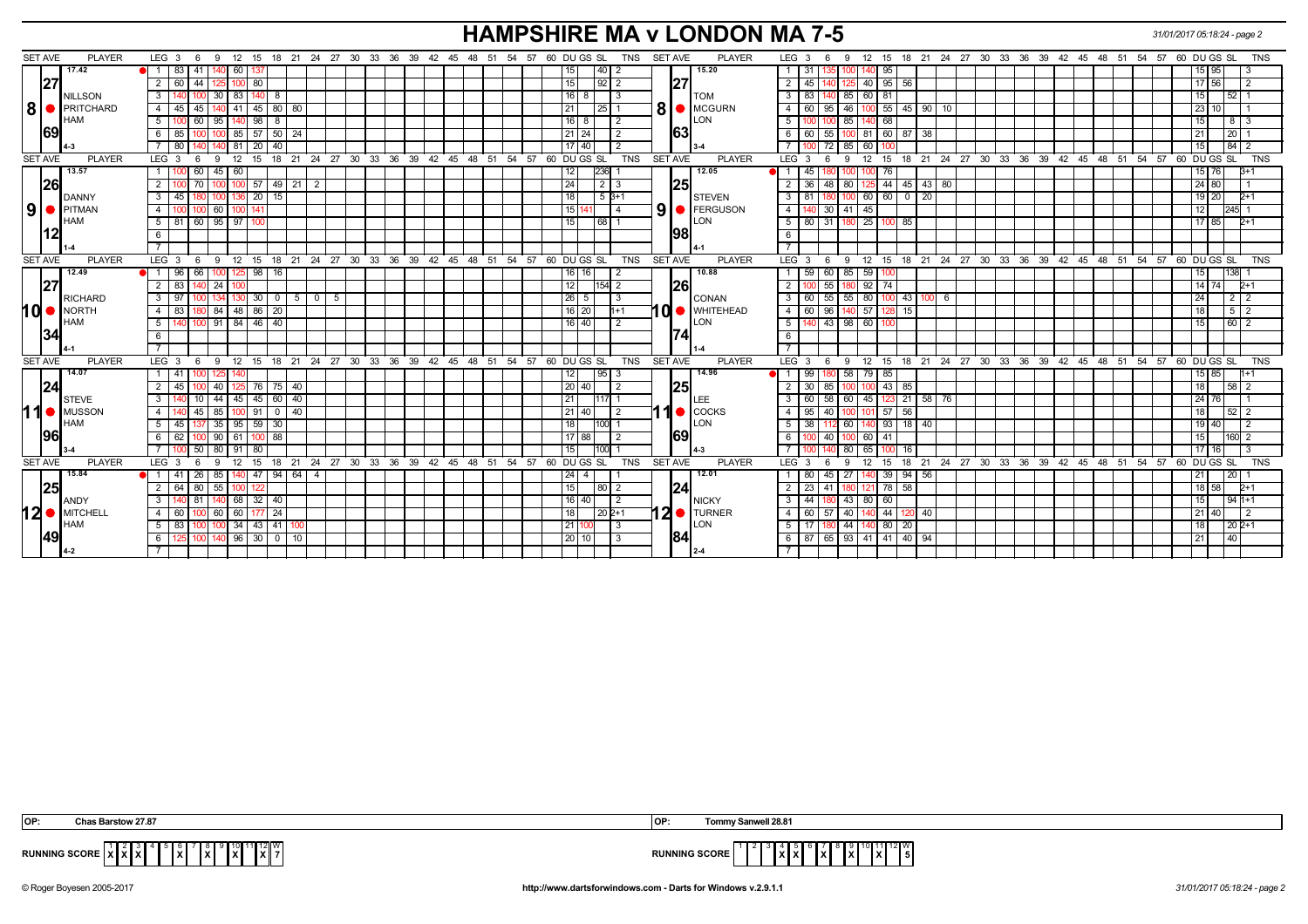# HAMPSHIRE MA v LONDON MA 7-5

31/01/2017 05:18:24 - page 2

| SET AVE | PLAYER | LEG | Scores | DU | GS | SL | TNS | SET AVE | PLAYER | LEG | Scores | DU | GS | SL | TNS |
|---|---|---|---|---|---|---|---|---|---|---|---|---|---|---|---|
| 17.42 / 27 / 69 | 8 ● NILLSON PRITCHARD HAM 4-3 | 1 | 83 41 140 60 137 | 15 | | 40 | 2 | 15.20 / 27 / 63 | 8 ● TOM MCGURN LON 3-4 | 1 | 31 135 100 140 95 | 15 | 95 | | 3 |
| | | 2 | 60 44 125 100 80 | 15 | | 92 | 2 | | | 2 | 45 140 125 40 95 56 | 17 | 56 | | 2 |
| | | 3 | 140 100 30 83 140 8 | 16 | 8 | | 3 | | | 3 | 83 140 85 60 81 | 15 | | 52 | 1 |
| | | 4 | 45 45 140 41 45 80 80 | 21 | | 25 | 1 | | | 4 | 60 95 46 100 55 45 90 10 | 23 | 10 | | 1 |
| | | 5 | 100 60 95 140 98 8 | 16 | 8 | | 2 | | | 5 | 100 100 85 140 68 | 15 | | 8 | 3 |
| | | 6 | 85 100 100 85 57 50 24 | 21 | 24 | | 2 | | | 6 | 60 55 100 81 60 87 38 | 21 | | 20 | 1 |
| | | 7 | 80 140 140 81 20 40 | 17 | 40 | | 2 | | | 7 | 100 72 85 60 100 | 15 | | 84 | 2 |
| 13.57 / 26 / 12 | 9 ● DANNY PITMAN HAM 1-4 | 1 | 100 60 45 60 | 12 | | 236 | 1 | 12.05 / 25 / 98 | 9 ● STEVEN FERGUSON LON 4-1 | 1 | 45 180 100 100 76 | 15 | 76 | | 3+1 |
| | | 2 | 100 70 100 100 57 49 21 2 | 24 | | 2 | 3 | | | 2 | 36 48 80 125 44 45 43 80 | 24 | 80 | | 1 |
| | | 3 | 45 180 100 136 20 15 | 18 | | 5 | 3+1 | | | 3 | 81 180 100 60 60 0 20 | 19 | 20 | | 2+1 |
| | | 4 | 100 100 60 100 141 | 15 | 141 | | 4 | | | 4 | 140 30 41 45 | 12 | | 245 | 1 |
| | | 5 | 81 60 95 97 100 | 15 | | 68 | 1 | | | 5 | 80 31 180 25 100 85 | 17 | 85 | | 2+1 |
| 12.49 / 27 / 34 | 10 ● RICHARD NORTH HAM 4-1 | 1 | 96 66 100 125 98 16 | 16 | 16 | | 2 | 10.88 / 26 / 74 | 10 ● CONAN WHITEHEAD LON 1-4 | 1 | 59 60 85 59 100 | 15 | | 138 | 1 |
| | | 2 | 83 140 24 100 | 12 | | 154 | 2 | | | 2 | 100 55 180 92 74 | 14 | 74 | | 2+1 |
| | | 3 | 97 100 134 130 30 0 5 0 5 | 26 | 5 | | 3 | | | 3 | 60 55 55 80 100 43 100 6 | 24 | | 2 | 2 |
| | | 4 | 83 180 84 48 86 20 | 16 | 20 | | 1+1 | | | 4 | 60 96 140 57 128 15 | 18 | | 5 | 2 |
| | | 5 | 140 100 91 84 46 40 | 16 | 40 | | 2 | | | 5 | 140 43 98 60 100 | 15 | | 60 | 2 |
| 14.07 / 24 / 96 | 11 ● STEVE MUSSON HAM 3-4 | 1 | 41 100 125 140 | 12 | | 95 | 3 | 14.96 / 25 / 69 | 11 ● LEE COCKS LON 4-3 | 1 | 99 180 58 79 85 | 15 | 85 | | 1+1 |
| | | 2 | 45 100 40 125 76 75 40 | 20 | 40 | | 2 | | | 2 | 30 85 100 100 43 85 | 18 | | 58 | 2 |
| | | 3 | 140 10 44 45 45 60 40 | 21 | | 117 | 1 | | | 3 | 60 58 60 45 123 21 58 76 | 24 | 76 | | 1 |
| | | 4 | 140 45 85 100 91 0 40 | 21 | 40 | | 2 | | | 4 | 95 40 100 101 57 56 | 18 | | 52 | 2 |
| | | 5 | 45 137 35 95 59 30 | 18 | | 100 | 1 | | | 5 | 38 112 60 140 93 18 40 | 19 | 40 | | 2 |
| | | 6 | 62 100 90 61 100 88 | 17 | 88 | | 2 | | | 6 | 100 40 100 60 41 | 15 | | 160 | 2 |
| | | 7 | 100 50 80 91 80 | 15 | | 100 | 1 | | | 7 | 100 140 80 65 100 16 | 17 | 16 | | 3 |
| 15.84 / 25 / 49 | 12 ● ANDY MITCHELL HAM 4-2 | 1 | 41 26 85 140 47 94 64 4 | 24 | 4 | | 1 | 12.01 / 24 / 84 | 12 ● NICKY TURNER LON 2-4 | 1 | 80 45 27 140 39 94 56 | 21 | | 20 | 1 |
| | | 2 | 64 80 55 100 122 | 15 | | 80 | 2 | | | 2 | 23 41 180 121 78 58 | 18 | 58 | | 2+1 |
| | | 3 | 140 81 140 68 32 40 | 16 | 40 | | 2 | | | 3 | 44 180 43 80 60 | 15 | | 94 | 1+1 |
| | | 4 | 60 100 60 60 177 24 | 18 | | 20 | 2+1 | | | 4 | 60 57 40 140 44 120 40 | 21 | 40 | | 2 |
| | | 5 | 83 100 100 34 43 41 100 | 21 | 100 | | 3 | | | 5 | 17 180 44 140 80 20 | 18 | | 20 | 2+1 |
| | | 6 | 125 100 140 96 30 0 10 | 20 | 10 | | 3 | | | 6 | 87 65 93 41 41 40 94 | 21 | | 40 | |

OP: Chas Barstow 27.87 | OP: Tommy Sanwell 28.81

| RUNNING SCORE | 1 | 2 | 3 | 4 | 5 | 6 | 7 | 8 | 9 | 10 | 11 | 12 | W |
|---|---|---|---|---|---|---|---|---|---|---|---|---|---|
| HAM | X | X | X | | | X | | X | | X | | X | 7 |
| LON | | | | X | X | | X | | X | | X | | 5 |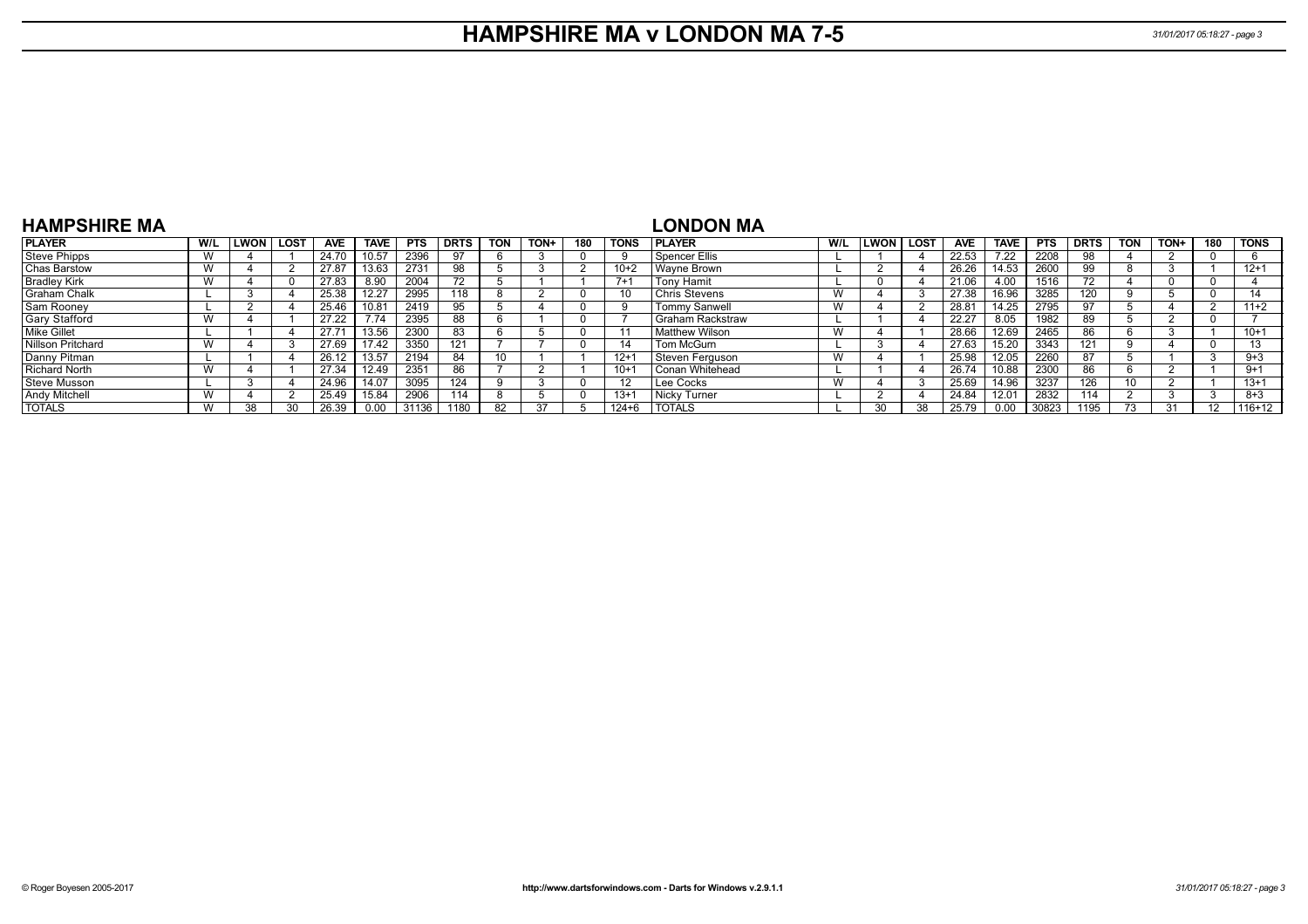# HAMPSHIRE MA v LONDON MA 7-5

## HAMPSHIRE MA

| PLAYER | W/L | LWON | LOST | AVE | TAVE | PTS | DRTS | TON | TON+ | 180 | TONS |
|---|---|---|---|---|---|---|---|---|---|---|---|
| Steve Phipps | W | 4 | 1 | 24.70 | 10.57 | 2396 | 97 | 6 | 3 | 0 | 9 |
| Chas Barstow | W | 4 | 2 | 27.87 | 13.63 | 2731 | 98 | 5 | 3 | 2 | 10+2 |
| Bradley Kirk | W | 4 | 0 | 27.83 | 8.90 | 2004 | 72 | 5 | 1 | 1 | 7+1 |
| Graham Chalk | L | 3 | 4 | 25.38 | 12.27 | 2995 | 118 | 8 | 2 | 0 | 10 |
| Sam Rooney | L | 2 | 4 | 25.46 | 10.81 | 2419 | 95 | 5 | 4 | 0 | 9 |
| Gary Stafford | W | 4 | 1 | 27.22 | 7.74 | 2395 | 88 | 6 | 1 | 0 | 7 |
| Mike Gillet | L | 1 | 4 | 27.71 | 13.56 | 2300 | 83 | 6 | 5 | 0 | 11 |
| Nillson Pritchard | W | 4 | 3 | 27.69 | 17.42 | 3350 | 121 | 7 | 7 | 0 | 14 |
| Danny Pitman | L | 1 | 4 | 26.12 | 13.57 | 2194 | 84 | 10 | 1 | 1 | 12+1 |
| Richard North | W | 4 | 1 | 27.34 | 12.49 | 2351 | 86 | 7 | 2 | 1 | 10+1 |
| Steve Musson | L | 3 | 4 | 24.96 | 14.07 | 3095 | 124 | 9 | 3 | 0 | 12 |
| Andy Mitchell | W | 4 | 2 | 25.49 | 15.84 | 2906 | 114 | 8 | 5 | 0 | 13+1 |
| TOTALS | W | 38 | 30 | 26.39 | 0.00 | 31136 | 1180 | 82 | 37 | 5 | 124+6 |

## LONDON MA

| PLAYER | W/L | LWON | LOST | AVE | TAVE | PTS | DRTS | TON | TON+ | 180 | TONS |
|---|---|---|---|---|---|---|---|---|---|---|---|
| Spencer Ellis | L | 1 | 4 | 22.53 | 7.22 | 2208 | 98 | 4 | 2 | 0 | 6 |
| Wayne Brown | L | 2 | 4 | 26.26 | 14.53 | 2600 | 99 | 8 | 3 | 1 | 12+1 |
| Tony Hamit | L | 0 | 4 | 21.06 | 4.00 | 1516 | 72 | 4 | 0 | 0 | 4 |
| Chris Stevens | W | 4 | 3 | 27.38 | 16.96 | 3285 | 120 | 9 | 5 | 0 | 14 |
| Tommy Sanwell | W | 4 | 2 | 28.81 | 14.25 | 2795 | 97 | 5 | 4 | 2 | 11+2 |
| Graham Rackstraw | L | 1 | 4 | 22.27 | 8.05 | 1982 | 89 | 5 | 2 | 0 | 7 |
| Matthew Wilson | W | 4 | 1 | 28.66 | 12.69 | 2465 | 86 | 6 | 3 | 1 | 10+1 |
| Tom McGurn | L | 3 | 4 | 27.63 | 15.20 | 3343 | 121 | 9 | 4 | 0 | 13 |
| Steven Ferguson | W | 4 | 1 | 25.98 | 12.05 | 2260 | 87 | 5 | 1 | 3 | 9+3 |
| Conan Whitehead | L | 1 | 4 | 26.74 | 10.88 | 2300 | 86 | 6 | 2 | 1 | 9+1 |
| Lee Cocks | W | 4 | 3 | 25.69 | 14.96 | 3237 | 126 | 10 | 2 | 1 | 13+1 |
| Nicky Turner | L | 2 | 4 | 24.84 | 12.01 | 2832 | 114 | 2 | 3 | 3 | 8+3 |
| TOTALS | L | 30 | 38 | 25.79 | 0.00 | 30823 | 1195 | 73 | 31 | 12 | 116+12 |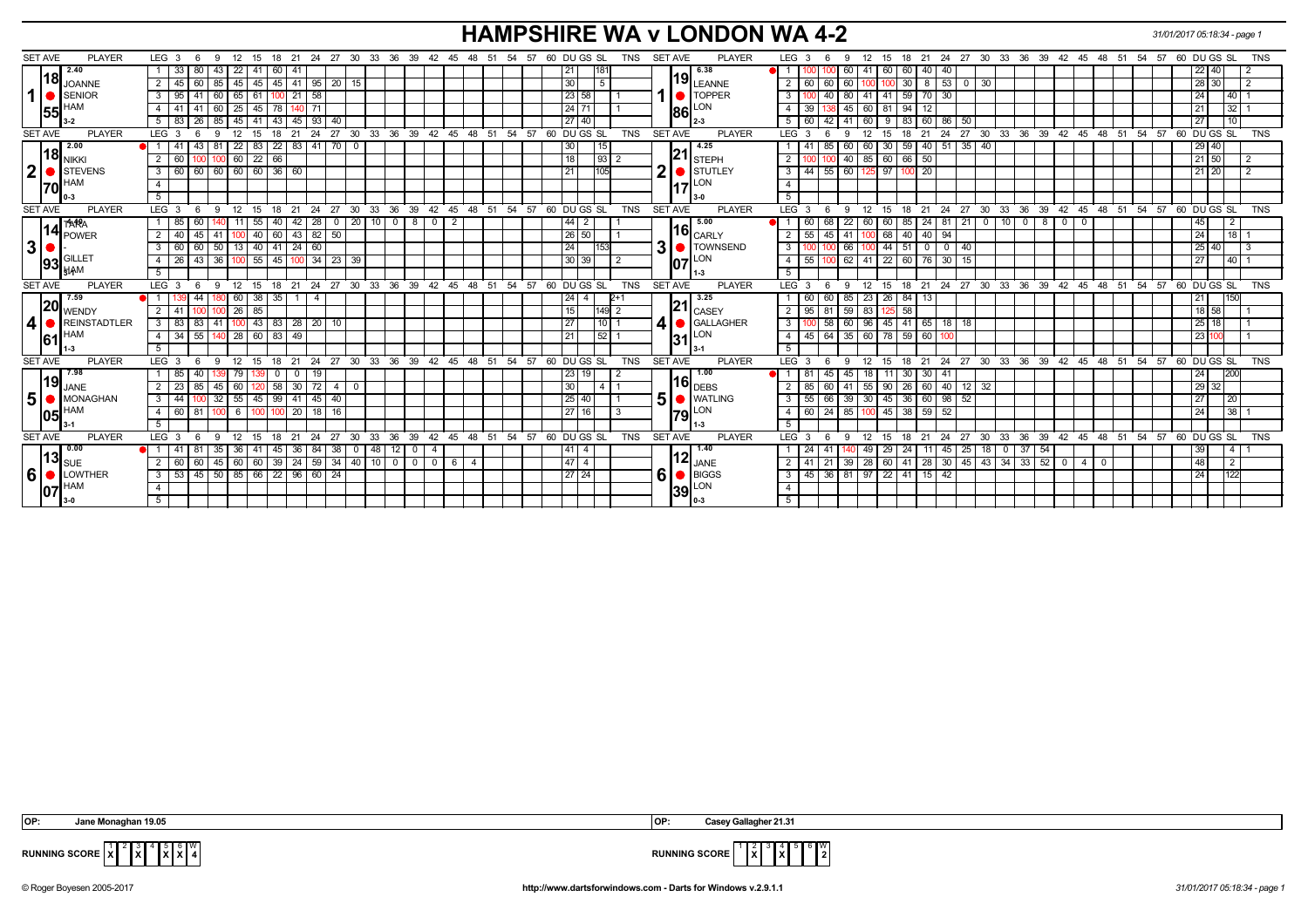# HAMPSHIRE WA v LONDON WA 4-2

31/01/2017 05:18:34 - page 1

| SET AVE | PLAYER | LEG | 3 | 6 | 9 | 12 | 15 | 18 | 21 | 24 | 27 | 30 | 33 | 36 | 39 | 42 | 45 | 48 | 51 | 54 | 57 | 60 | DU | GS | SL | TNS | SET AVE | PLAYER | LEG | 3 | 6 | 9 | 12 | 15 | 18 | 21 | 24 | 27 | 30 | 33 | 36 | 39 | 42 | 45 | 48 | 51 | 54 | 57 | 60 | DU | GS | SL | TNS |
|---|---|---|---|---|---|---|---|---|---|---|---|---|---|---|---|---|---|---|---|---|---|---|---|---|---|---|---|---|---|---|---|---|---|---|---|---|---|---|---|---|---|---|---|---|---|---|---|---|---|---|---|---|
| 2.40 / 18.55 / 3-2 | 1 JOANNE SENIOR HAM | 1 | 33 | 80 | 43 | 22 | 41 | 60 | 41 | | | | | | | | | | | | | | 21 | | 181 | | 6.38 / 19.86 / 2-3 | 1 LEANNE TOPPER LON | 1 | 100 | 100 | 60 | 41 | 60 | 60 | 40 | 40 | | | | | | | | | | | | | 22 | 40 | | 2 |
| | | 2 | 45 | 60 | 85 | 45 | 45 | 45 | 41 | 95 | 20 | 15 | | | | | | | | | | | 30 | | 5 | | | | 2 | 60 | 60 | 60 | 100 | 100 | 30 | 8 | 53 | 0 | 30 | | | | | | | | | | | 28 | 30 | | 2 |
| | | 3 | 95 | 41 | 60 | 65 | 61 | 100 | 21 | 58 | | | | | | | | | | | | | 23 | 58 | | 1 | | | 3 | 100 | 40 | 80 | 41 | 41 | 59 | 70 | 30 | | | | | | | | | | | | | 24 | | 40 | 1 |
| | | 4 | 41 | 41 | 60 | 25 | 45 | 78 | 140 | 71 | | | | | | | | | | | | | 24 | 71 | | 1 | | | 4 | 39 | 138 | 45 | 60 | 81 | 94 | 12 | | | | | | | | | | | | | | 21 | | 32 | 1 |
| | | 5 | 83 | 26 | 85 | 45 | 41 | 43 | 45 | 93 | 40 | | | | | | | | | | | | 27 | 40 | | | | | 5 | 60 | 42 | 41 | 60 | 9 | 83 | 60 | 86 | 50 | | | | | | | | | | | | 27 | | 10 | |
| 2.00 / 18.70 / 0-3 | 2 NIKKI STEVENS HAM | 1 | 41 | 43 | 81 | 22 | 83 | 22 | 83 | 41 | 70 | 0 | | | | | | | | | | | 30 | | 15 | | 4.25 / 21.17 / 3-0 | 2 STEPH STUTLEY LON | 1 | 41 | 85 | 60 | 60 | 30 | 59 | 40 | 51 | 35 | 40 | | | | | | | | | | | 29 | 40 | | |
| | | 2 | 60 | 100 | 100 | 60 | 22 | 66 | | | | | | | | | | | | | | | 18 | | 93 | 2 | | | 2 | 100 | 100 | 40 | 85 | 60 | 66 | 50 | | | | | | | | | | | | | | 21 | 50 | | 2 |
| | | 3 | 60 | 60 | 60 | 60 | 60 | 36 | 60 | | | | | | | | | | | | | | 21 | | 105 | | | | 3 | 44 | 55 | 60 | 125 | 97 | 100 | 20 | | | | | | | | | | | | | | 21 | 20 | | 2 |
| 4.40 / 14.93 / 3-1 | 3 TARA POWER - GILLET HAM | 1 | 85 | 60 | 140 | 11 | 55 | 40 | 42 | 28 | 0 | 20 | 10 | 0 | 8 | 0 | 2 | | | | | | 44 | 2 | | 1 | 5.00 / 16.07 / 1-3 | 3 CARLY TOWNSEND LON | 1 | 60 | 68 | 22 | 60 | 60 | 85 | 24 | 81 | 21 | 0 | 10 | 0 | 8 | 0 | 0 | | | | | | 45 | | 2 | |
| | | 2 | 40 | 45 | 41 | 100 | 40 | 60 | 43 | 82 | 50 | | | | | | | | | | | | 26 | 50 | | 1 | | | 2 | 55 | 45 | 41 | 100 | 68 | 40 | 40 | 94 | | | | | | | | | | | | | 24 | | 18 | 1 |
| | | 3 | 60 | 60 | 50 | 13 | 40 | 41 | 24 | 60 | | | | | | | | | | | | | 24 | | 153 | | | | 3 | 100 | 100 | 66 | 100 | 44 | 51 | 0 | 0 | 40 | | | | | | | | | | | | 25 | 40 | | 3 |
| | | 4 | 26 | 43 | 36 | 100 | 55 | 45 | 100 | 34 | 23 | 39 | | | | | | | | | | | 30 | 39 | | 2 | | | 4 | 55 | 100 | 62 | 41 | 22 | 60 | 76 | 30 | 15 | | | | | | | | | | | | 27 | | 40 | 1 |
| 7.59 / 20.61 / 1-3 | 4 WENDY REINSTADTLER HAM | 1 | 139 | 44 | 180 | 60 | 38 | 35 | 1 | 4 | | | | | | | | | | | | | 24 | 4 | | 2+1 | 3.25 / 21.31 / 3-1 | 4 CASEY GALLAGHER LON | 1 | 60 | 60 | 85 | 23 | 26 | 84 | 13 | | | | | | | | | | | | | | 21 | | 150 | |
| | | 2 | 41 | 100 | 100 | 26 | 85 | | | | | | | | | | | | | | | | 15 | | 149 | 2 | | | 2 | 95 | 81 | 59 | 83 | 125 | 58 | | | | | | | | | | | | | | | 18 | 58 | | 1 |
| | | 3 | 83 | 83 | 41 | 100 | 43 | 83 | 28 | 20 | 10 | | | | | | | | | | | | 27 | | 10 | 1 | | | 3 | 100 | 58 | 60 | 96 | 45 | 41 | 65 | 18 | 18 | | | | | | | | | | | | 25 | 18 | | 1 |
| | | 4 | 34 | 55 | 140 | 28 | 60 | 83 | 49 | | | | | | | | | | | | | | 21 | | 52 | 1 | | | 4 | 45 | 64 | 35 | 60 | 78 | 59 | 60 | 100 | | | | | | | | | | | | | 23 | 100 | | 1 |
| 7.98 / 19.05 / 3-1 | 5 JANE MONAGHAN HAM | 1 | 85 | 40 | 139 | 79 | 139 | 0 | 0 | 19 | | | | | | | | | | | | | 23 | 19 | | 2 | 1.00 / 16.79 / 1-3 | 5 DEBS WATLING LON | 1 | 81 | 45 | 45 | 18 | 11 | 30 | 30 | 41 | | | | | | | | | | | | | 24 | | 200 | |
| | | 2 | 23 | 85 | 45 | 60 | 120 | 58 | 30 | 72 | 4 | 0 | | | | | | | | | | | 30 | | 4 | 1 | | | 2 | 85 | 60 | 41 | 55 | 90 | 26 | 60 | 40 | 12 | 32 | | | | | | | | | | | 29 | 32 | | |
| | | 3 | 44 | 100 | 32 | 55 | 45 | 99 | 41 | 45 | 40 | | | | | | | | | | | | 25 | 40 | | 1 | | | 3 | 55 | 66 | 39 | 30 | 45 | 36 | 60 | 98 | 52 | | | | | | | | | | | | 27 | | 20 | |
| | | 4 | 60 | 81 | 100 | 6 | 100 | 100 | 20 | 18 | 16 | | | | | | | | | | | | 27 | 16 | | 3 | | | 4 | 60 | 24 | 85 | 100 | 45 | 38 | 59 | 52 | | | | | | | | | | | | | 24 | | 38 | 1 |
| 0.00 / 13.07 / 3-0 | 6 SUE LOWTHER HAM | 1 | 41 | 81 | 35 | 36 | 41 | 45 | 36 | 84 | 38 | 0 | 48 | 12 | 0 | 4 | | | | | | | 41 | 4 | | | 1.40 / 12.39 / 0-3 | 6 JANE BIGGS LON | 1 | 24 | 41 | 140 | 49 | 29 | 24 | 11 | 45 | 25 | 18 | 0 | 37 | 54 | | | | | | | | 39 | | 4 | 1 |
| | | 2 | 60 | 60 | 45 | 60 | 60 | 39 | 24 | 59 | 34 | 40 | 10 | 0 | 0 | 0 | 6 | 4 | | | | | 47 | 4 | | | | | 2 | 41 | 21 | 39 | 28 | 60 | 41 | 28 | 30 | 45 | 43 | 34 | 33 | 52 | 0 | 4 | 0 | | | | | 48 | | 2 | |
| | | 3 | 53 | 45 | 50 | 85 | 66 | 22 | 96 | 60 | 24 | | | | | | | | | | | | 27 | 24 | | | | | 3 | 45 | 36 | 81 | 97 | 22 | 41 | 15 | 42 | | | | | | | | | | | | | 24 | | 122 | |

OP: Jane Monaghan 19.05

OP: Casey Gallagher 21.31

RUNNING SCORE (HAMPSHIRE): 1 X, 2 -, 3 X, 4 -, 5 X, 6 X — W 4

RUNNING SCORE (LONDON): 1 -, 2 X, 3 -, 4 X, 5 -, 6 - — W 2

© Roger Boyesen 2005-2017 http://www.dartsforwindows.com - Darts for Windows v.2.9.1.1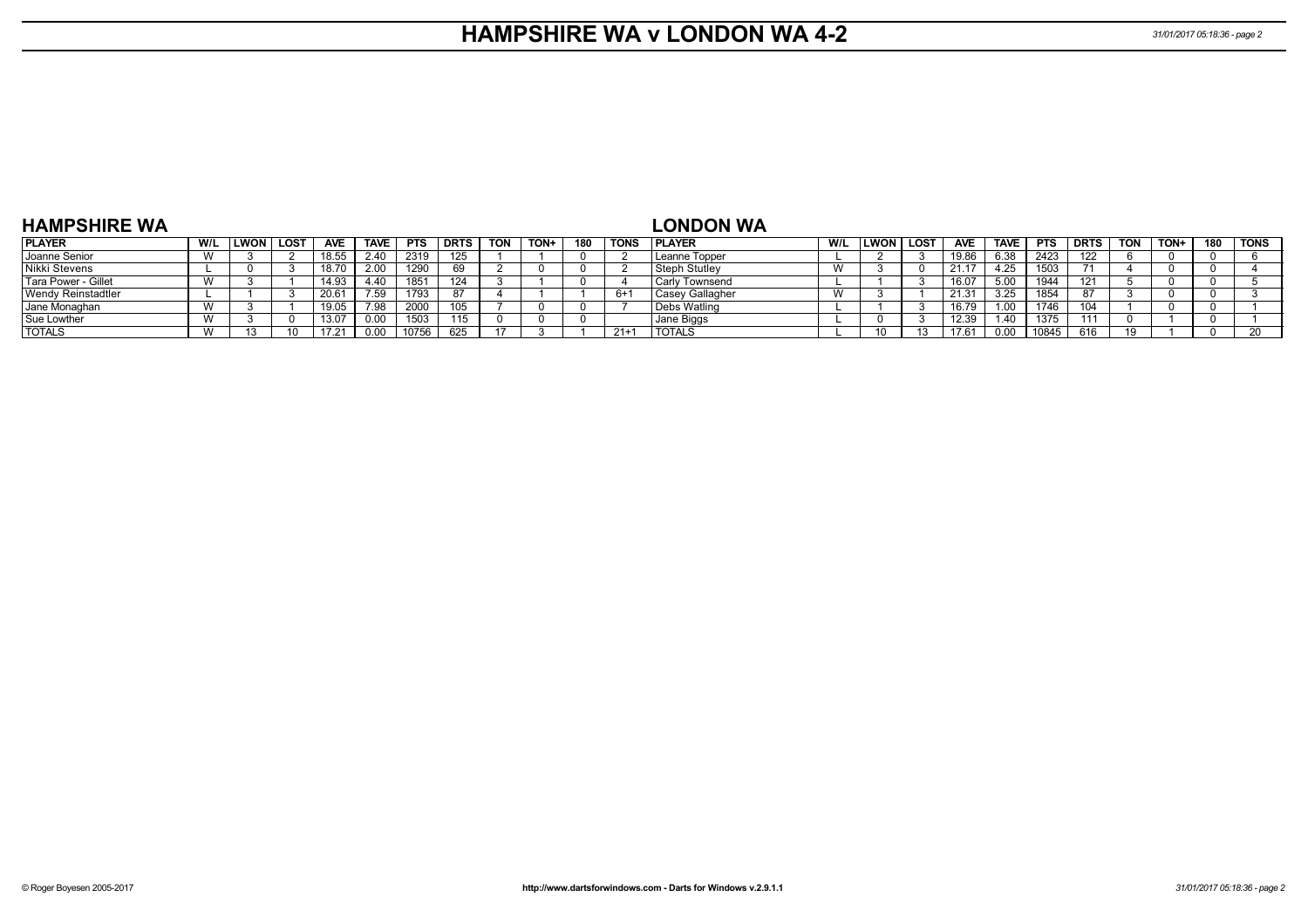# HAMPSHIRE WA v LONDON WA 4-2

## HAMPSHIRE WA

| PLAYER | W/L | LWON | LOST | AVE | TAVE | PTS | DRTS | TON | TON+ | 180 | TONS |
|---|---|---|---|---|---|---|---|---|---|---|---|
| Joanne Senior | W | 3 | 2 | 18.55 | 2.40 | 2319 | 125 | 1 | 1 | 0 | 2 |
| Nikki Stevens | L | 0 | 3 | 18.70 | 2.00 | 1290 | 69 | 2 | 0 | 0 | 2 |
| Tara Power - Gillet | W | 3 | 1 | 14.93 | 4.40 | 1851 | 124 | 3 | 1 | 0 | 4 |
| Wendy Reinstadtler | L | 1 | 3 | 20.61 | 7.59 | 1793 | 87 | 4 | 1 | 1 | 6+1 |
| Jane Monaghan | W | 3 | 1 | 19.05 | 7.98 | 2000 | 105 | 7 | 0 | 0 | 7 |
| Sue Lowther | W | 3 | 0 | 13.07 | 0.00 | 1503 | 115 | 0 | 0 | 0 | |
| TOTALS | W | 13 | 10 | 17.21 | 0.00 | 10756 | 625 | 17 | 3 | 1 | 21+1 |

## LONDON WA

| PLAYER | W/L | LWON | LOST | AVE | TAVE | PTS | DRTS | TON | TON+ | 180 | TONS |
|---|---|---|---|---|---|---|---|---|---|---|---|
| Leanne Topper | L | 2 | 3 | 19.86 | 6.38 | 2423 | 122 | 6 | 0 | 0 | 6 |
| Steph Stutley | W | 3 | 0 | 21.17 | 4.25 | 1503 | 71 | 4 | 0 | 0 | 4 |
| Carly Townsend | L | 1 | 3 | 16.07 | 5.00 | 1944 | 121 | 5 | 0 | 0 | 5 |
| Casey Gallagher | W | 3 | 1 | 21.31 | 3.25 | 1854 | 87 | 3 | 0 | 0 | 3 |
| Debs Watling | L | 1 | 3 | 16.79 | 1.00 | 1746 | 104 | 1 | 0 | 0 | 1 |
| Jane Biggs | L | 0 | 3 | 12.39 | 1.40 | 1375 | 111 | 0 | 1 | 0 | 1 |
| TOTALS | L | 10 | 13 | 17.61 | 0.00 | 10845 | 616 | 19 | 1 | 0 | 20 |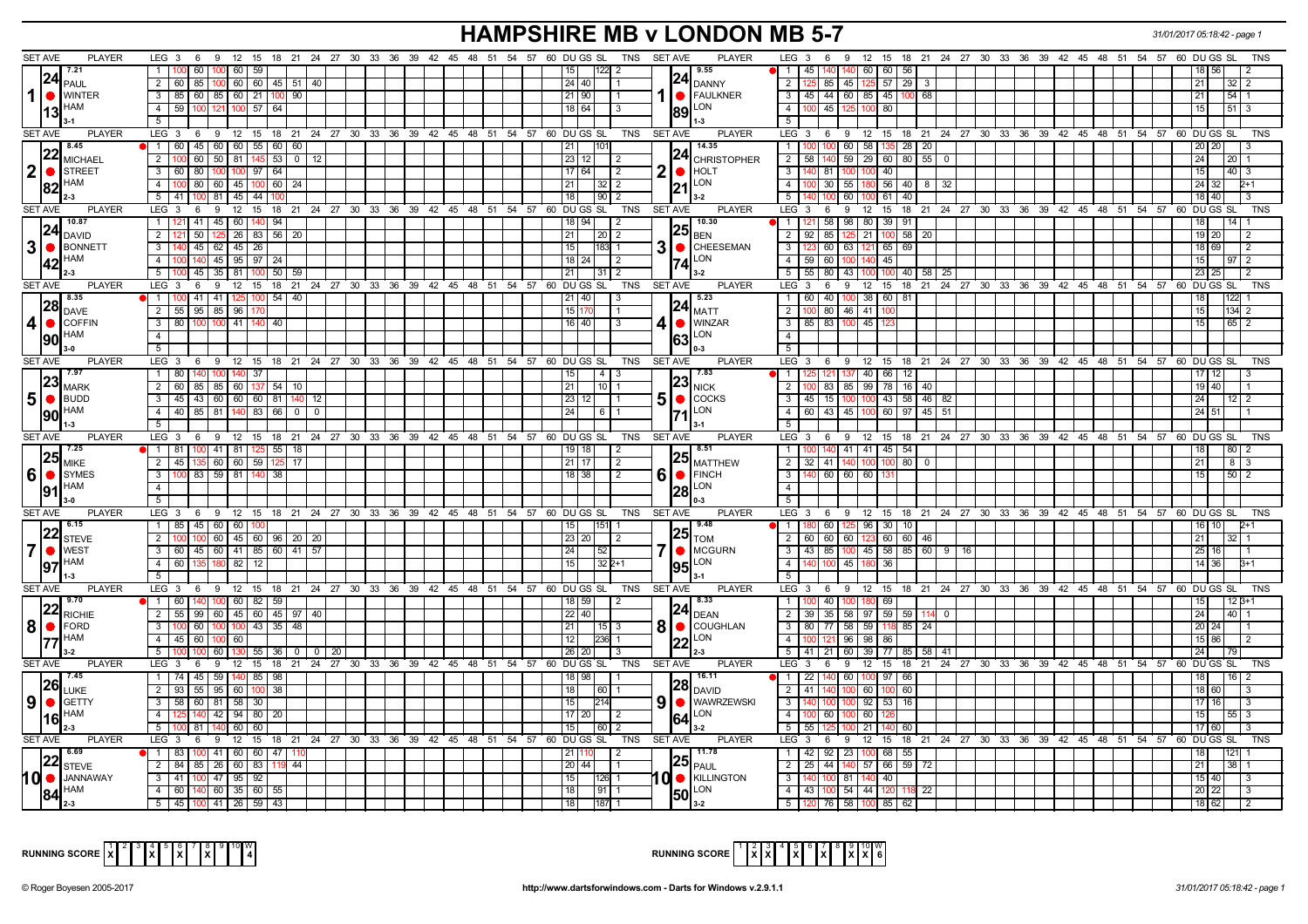# HAMPSHIRE MB v LONDON MB 5-7

31/01/2017 05:18:42 - page 1

| SET | AVE | PLAYER | LEG | Scores | DU | GS | SL | TNS | SET | AVE | PLAYER | LEG | Scores | DU | GS | SL | TNS |
|---|---|---|---|---|---|---|---|---|---|---|---|---|---|---|---|---|---|
| 1 | 24.13 (7.21) | PAUL WINTER (HAM) 3-1 | 1 | 100 60 100 60 59 | 15 | | 122 | 2 | 1 | 24.89 (9.55) | DANNY FAULKNER (LON) 1-3 | 1 | 45 140 140 60 60 56 | 18 | 56 | | 2 |
| | | | 2 | 60 85 100 60 60 45 51 40 | 24 | 40 | | 1 | | | | 2 | 125 85 45 125 57 29 3 | 21 | | 32 | 2 |
| | | | 3 | 85 60 85 60 21 100 90 | 21 | 90 | | 1 | | | | 3 | 45 44 60 85 45 100 68 | 21 | | 54 | 1 |
| | | | 4 | 59 100 121 100 57 64 | 18 | 64 | | 3 | | | | 4 | 100 45 125 100 80 | 15 | | 51 | 3 |
| | | | 5 | | | | | | | | | 5 | | | | | |
| 2 | 22.82 (8.45) | MICHAEL STREET (HAM) 2-3 | 1 | 60 45 60 60 55 60 60 | 21 | | 101 | | 2 | 24.21 (14.35) | CHRISTOPHER HOLT (LON) 3-2 | 1 | 100 100 60 58 135 28 20 | 20 | 20 | | 3 |
| | | | 2 | 100 60 50 81 145 53 0 12 | 23 | 12 | | 2 | | | | 2 | 58 140 59 29 60 80 55 0 | 24 | | 20 | 1 |
| | | | 3 | 60 80 100 100 97 64 | 17 | 64 | | 2 | | | | 3 | 140 81 100 100 40 | 15 | | 40 | 3 |
| | | | 4 | 100 80 60 45 100 60 24 | 21 | | 32 | 2 | | | | 4 | 100 30 55 180 56 40 8 32 | 24 | 32 | | 2+1 |
| | | | 5 | 41 100 81 45 44 100 | 18 | | 90 | 2 | | | | 5 | 140 100 60 100 61 40 | 18 | 40 | | 3 |
| 3 | 24.42 (10.87) | DAVID BONNETT (HAM) 2-3 | 1 | 121 41 45 60 140 94 | 18 | 94 | | 2 | 3 | 25.74 (10.30) | BEN CHEESEMAN (LON) 3-2 | 1 | 121 58 98 80 39 91 | 18 | | 14 | 1 |
| | | | 2 | 121 50 125 26 83 56 20 | 21 | | 20 | 2 | | | | 2 | 92 85 125 21 100 58 20 | 19 | 20 | | 2 |
| | | | 3 | 140 45 62 45 26 | 15 | | 183 | 1 | | | | 3 | 123 60 63 121 65 69 | 18 | 69 | | 2 |
| | | | 4 | 100 140 45 95 97 24 | 18 | 24 | | 2 | | | | 4 | 59 60 100 140 45 | 15 | | 97 | 2 |
| | | | 5 | 100 45 35 81 100 50 59 | 21 | | 31 | 2 | | | | 5 | 55 80 43 100 100 40 58 25 | 23 | 25 | | 2 |
| 4 | 28.90 (8.35) | DAVE COFFIN (HAM) 3-0 | 1 | 100 41 41 125 100 54 40 | 21 | 40 | | 3 | 4 | 24.63 (5.23) | MATT WINZAR (LON) 0-3 | 1 | 60 40 100 38 60 81 | 18 | | 122 | 1 |
| | | | 2 | 55 95 85 96 170 | 15 | 170 | | 1 | | | | 2 | 100 80 46 41 100 | 15 | | 134 | 2 |
| | | | 3 | 80 100 100 41 140 40 | 16 | 40 | | 3 | | | | 3 | 85 83 100 45 123 | 15 | | 65 | 2 |
| | | | 4 | | | | | | | | | 4 | | | | | |
| | | | 5 | | | | | | | | | 5 | | | | | |
| 5 | 23.90 (7.97) | MARK BUDD (HAM) 1-3 | 1 | 80 140 100 140 37 | 15 | | 4 | 3 | 5 | 23.71 (7.83) | NICK COCKS (LON) 3-1 | 1 | 125 121 137 40 66 12 | 17 | 12 | | 3 |
| | | | 2 | 60 85 85 60 137 54 10 | 21 | | 10 | 1 | | | | 2 | 100 83 85 99 78 16 40 | 19 | 40 | | 1 |
| | | | 3 | 45 43 60 60 60 81 140 12 | 23 | 12 | | 1 | | | | 3 | 45 15 100 100 43 58 46 82 | 24 | | 12 | 2 |
| | | | 4 | 40 85 81 140 83 66 0 0 | 24 | | 6 | 1 | | | | 4 | 60 43 45 100 60 97 45 51 | 24 | 51 | | 1 |
| | | | 5 | | | | | | | | | 5 | | | | | |
| 6 | 25.91 (7.25) | MIKE SYMES (HAM) 3-0 | 1 | 81 100 41 81 125 55 18 | 19 | 18 | | 2 | 6 | 25.28 (8.51) | MATTHEW FINCH (LON) 0-3 | 1 | 100 140 41 41 41 45 54 | 18 | | 80 | 2 |
| | | | 2 | 45 135 60 60 59 125 17 | 21 | 17 | | 2 | | | | 2 | 32 41 140 100 100 80 0 | 21 | | 8 | 3 |
| | | | 3 | 100 83 59 81 140 38 | 18 | 38 | | 2 | | | | 3 | 140 60 60 60 131 | 15 | | 50 | 2 |
| | | | 4 | | | | | | | | | 4 | | | | | |
| | | | 5 | | | | | | | | | 5 | | | | | |
| 7 | 22.97 (6.15) | STEVE WEST (HAM) 1-3 | 1 | 85 45 60 60 100 | 15 | | 151 | 1 | 7 | 25.95 (9.48) | TOM MCGURN (LON) 3-1 | 1 | 180 60 125 96 30 10 | 16 | 10 | | 2+1 |
| | | | 2 | 100 100 60 45 60 96 20 20 | 23 | 20 | | 2 | | | | 2 | 60 60 60 123 60 60 46 | 21 | | 32 | 1 |
| | | | 3 | 60 45 60 41 85 60 41 57 | 24 | | 52 | | | | | 3 | 43 85 100 45 58 85 60 9 16 | 25 | 16 | | 1 |
| | | | 4 | 60 135 180 82 12 | 15 | | 32 | 2+1 | | | | 4 | 140 100 45 180 36 | 14 | 36 | | 3+1 |
| | | | 5 | | | | | | | | | 5 | | | | | |
| 8 | 22.77 (9.70) | RICHIE FORD (HAM) 3-2 | 1 | 60 140 100 60 82 59 | 18 | 59 | | 2 | 8 | 24.22 (8.33) | DEAN COUGHLAN (LON) 2-3 | 1 | 100 40 100 180 69 | 15 | | 12 | 3+1 |
| | | | 2 | 55 99 60 45 60 45 97 40 | 22 | 40 | | | | | | 2 | 39 35 58 97 59 59 114 0 | 24 | | 40 | 1 |
| | | | 3 | 100 60 100 100 43 35 48 | 21 | | 15 | 3 | | | | 3 | 80 77 58 59 118 85 24 | 20 | 24 | | 1 |
| | | | 4 | 45 60 100 60 | 12 | | 236 | 1 | | | | 4 | 100 121 96 98 86 | 15 | 86 | | 2 |
| | | | 5 | 100 100 60 130 55 36 0 0 20 | 26 | 20 | | 3 | | | | 5 | 41 21 60 39 77 85 58 41 | 24 | | 79 | |
| 9 | 26.16 (7.45) | LUKE GETTY (HAM) 2-3 | 1 | 74 45 59 140 85 98 | 18 | 98 | | 1 | 9 | 28.64 (16.11) | DAVID WAWRZEWSKI (LON) 3-2 | 1 | 22 140 60 100 97 66 | 18 | | 16 | 2 |
| | | | 2 | 93 55 95 60 100 38 | 18 | | 60 | 1 | | | | 2 | 41 140 100 60 100 60 | 18 | 60 | | 3 |
| | | | 3 | 58 60 81 58 30 | 15 | | 214 | | | | | 3 | 140 100 100 92 53 16 | 17 | 16 | | 3 |
| | | | 4 | 125 140 42 94 80 20 | 17 | 20 | | 2 | | | | 4 | 100 60 100 60 126 | 15 | | 55 | 3 |
| | | | 5 | 100 81 140 60 60 | 15 | | 60 | 2 | | | | 5 | 55 125 100 21 140 60 | 17 | 60 | | 3 |
| 10 | 22.84 (6.69) | STEVE JANNAWAY (HAM) 2-3 | 1 | 83 100 41 60 60 47 110 | 21 | 110 | | 2 | 10 | 25.50 (11.78) | PAUL KILLINGTON (LON) 3-2 | 1 | 42 92 23 100 68 55 | 18 | | 121 | 1 |
| | | | 2 | 84 85 26 60 83 119 44 | 20 | 44 | | 1 | | | | 2 | 25 44 140 57 66 59 72 | 21 | | 38 | 1 |
| | | | 3 | 41 100 47 95 92 | 15 | | 126 | 1 | | | | 3 | 140 100 81 140 40 | 15 | 40 | | 3 |
| | | | 4 | 60 140 60 35 60 55 | 18 | | 91 | 1 | | | | 4 | 43 100 54 44 120 118 22 | 20 | 22 | | 3 |
| | | | 5 | 45 100 41 26 59 43 | 18 | | 187 | 1 | | | | 5 | 120 76 58 100 85 62 | 18 | 62 | | 2 |

RUNNING SCORE (HAM): X (1), X (4), X (6), X (8) — W: 4

RUNNING SCORE (LON): X (2), X (3), X (5), X (7), X (9), X (10) — W: 6

© Roger Boyesen 2005-2017 http://www.dartsforwindows.com - Darts for Windows v.2.9.1.1 31/01/2017 05:18:42 - page 1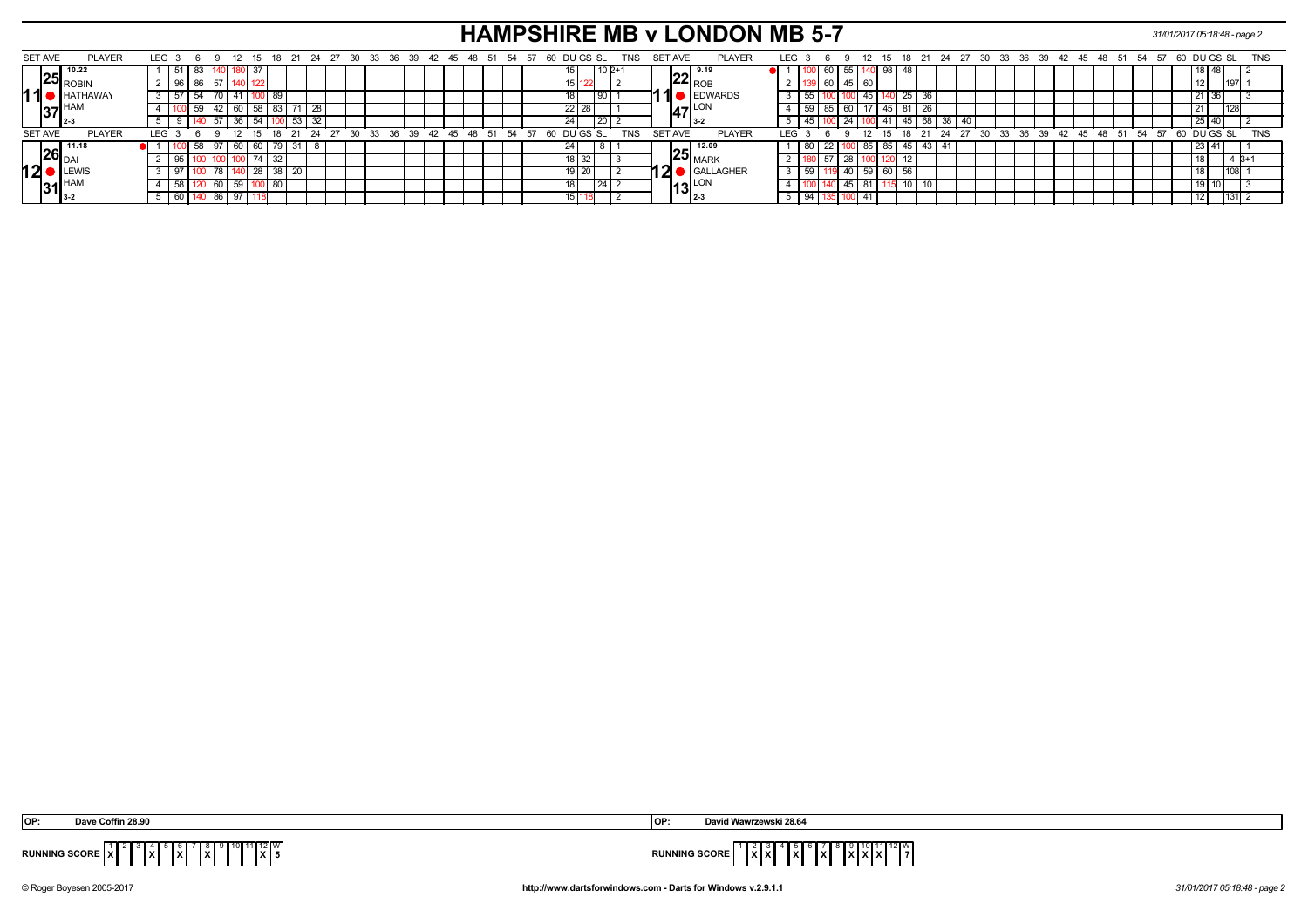# HAMPSHIRE MB v LONDON MB 5-7

31/01/2017 05:18:48 - page 2

| SET AVE | PLAYER | LEG | 3 | 6 | 9 | 12 | 15 | 18 | 21 | 24 | DU | GS | SL | TNS | SET AVE | PLAYER | LEG | 3 | 6 | 9 | 12 | 15 | 18 | 21 | 24 | 27 | DU | GS | SL | TNS |
|---|---|---|---|---|---|---|---|---|---|---|---|---|---|---|---|---|---|---|---|---|---|---|---|---|---|---|---|---|---|---|
| 10.22 | | 1 | 51 | 83 | 140 | 180 | 37 | | | | 15 | | 10 | 2+1 | 9.19 | | 1 | 100 | 60 | 55 | 140 | 98 | 48 | | | | 18 | 48 | | 2 |
| 25 | ROBIN | 2 | 96 | 86 | 57 | 140 | 122 | | | | 15 | 122 | | 2 | 22 | ROB | 2 | 139 | 60 | 45 | 60 | | | | | | 12 | | 197 | 1 |
| 11 | HATHAWAY | 3 | 57 | 54 | 70 | 41 | 100 | 89 | | | 18 | | 90 | 1 | 11 | EDWARDS | 3 | 55 | 100 | 100 | 45 | 140 | 25 | 36 | | | 21 | 36 | | 3 |
| 37 | HAM | 4 | 100 | 59 | 42 | 60 | 58 | 83 | 71 | 28 | 22 | 28 | | 1 | 47 | LON | 4 | 59 | 85 | 60 | 17 | 45 | 81 | 26 | | | 21 | | 128 | |
| | 2-3 | 5 | 9 | 140 | 57 | 36 | 54 | 100 | 53 | 32 | 24 | | 20 | 2 | | 3-2 | 5 | 45 | 100 | 24 | 100 | 41 | 45 | 68 | 38 | 40 | 25 | 40 | | 2 |
| 11.18 | | 1 | 100 | 58 | 97 | 60 | 60 | 79 | 31 | 8 | 24 | | 8 | 1 | 12.09 | | 1 | 80 | 22 | 100 | 85 | 85 | 45 | 43 | 41 | | 23 | 41 | | 1 |
| 26 | DAI | 2 | 95 | 100 | 100 | 100 | 74 | 32 | | | 18 | 32 | | 3 | 25 | MARK | 2 | 180 | 57 | 28 | 100 | 120 | 12 | | | | 18 | | 4 | 3+1 |
| 12 | LEWIS | 3 | 97 | 100 | 78 | 140 | 28 | 38 | 20 | | 19 | 20 | | 2 | 12 | GALLAGHER | 3 | 59 | 119 | 40 | 59 | 60 | 56 | | | | 18 | | 108 | 1 |
| 31 | HAM | 4 | 58 | 120 | 60 | 59 | 100 | 80 | | | 18 | | 24 | 2 | 13 | LON | 4 | 100 | 140 | 45 | 81 | 115 | 10 | 10 | | | 19 | 10 | | 3 |
| | 3-2 | 5 | 60 | 140 | 86 | 97 | 118 | | | | 15 | 118 | | 2 | | 2-3 | 5 | 94 | 135 | 100 | 41 | | | | | | 12 | | 131 | 2 |

OP: Dave Coffin 28.90

OP: David Wawrzewski 28.64

| RUNNING SCORE | 1 | 2 | 3 | 4 | 5 | 6 | 7 | 8 | 9 | 10 | 11 | 12 | W |
|---|---|---|---|---|---|---|---|---|---|---|---|---|---|
| HAMPSHIRE | X | | | X | | X | | X | | | | X | 5 |
| LONDON | | X | X | | X | | X | | X | X | X | | 7 |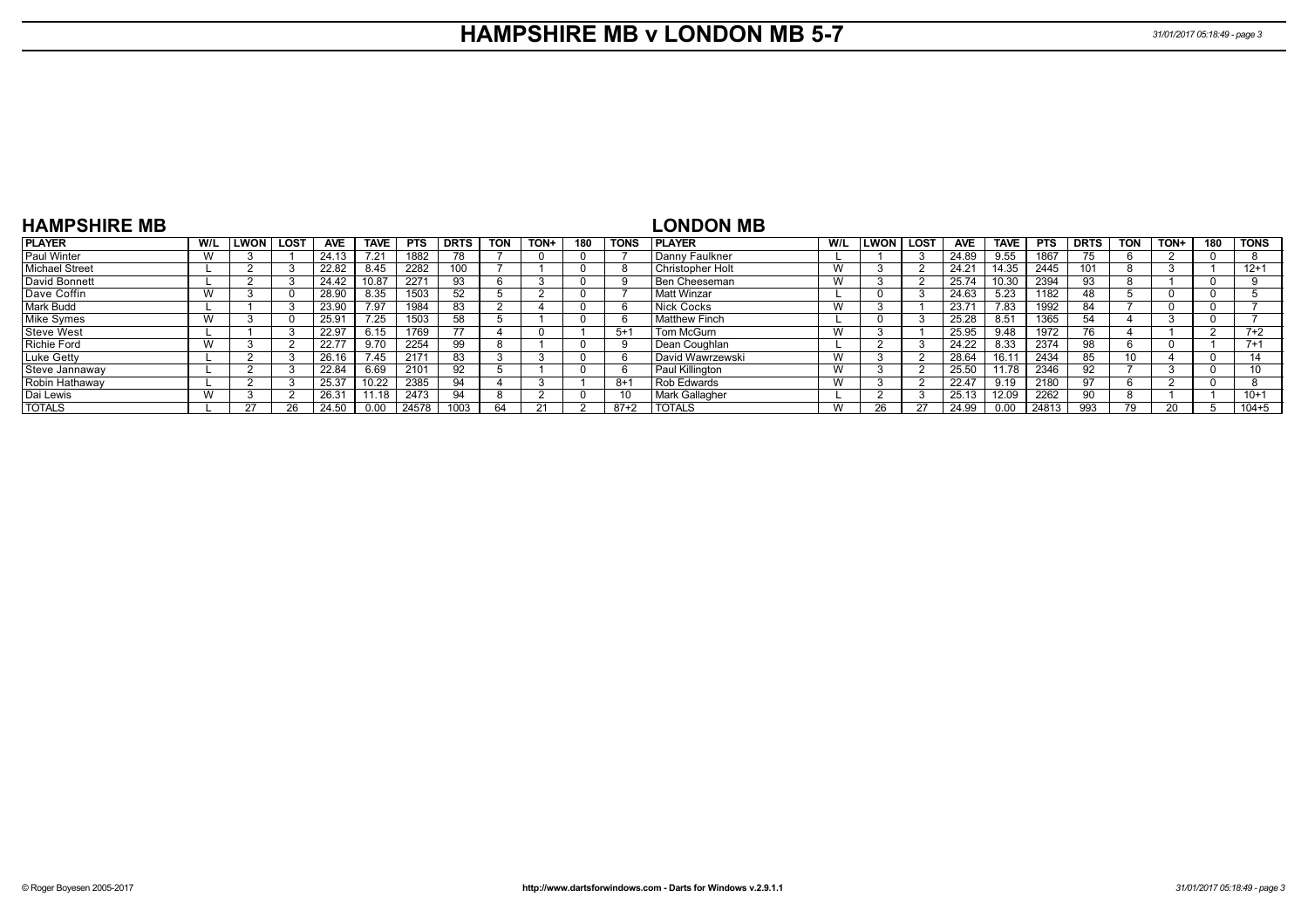# HAMPSHIRE MB v LONDON MB 5-7

## HAMPSHIRE MB

| PLAYER | W/L | LWON | LOST | AVE | TAVE | PTS | DRTS | TON | TON+ | 180 | TONS |
|---|---|---|---|---|---|---|---|---|---|---|---|
| Paul Winter | W | 3 | 1 | 24.13 | 7.21 | 1882 | 78 | 7 | 0 | 0 | 7 |
| Michael Street | L | 2 | 3 | 22.82 | 8.45 | 2282 | 100 | 7 | 1 | 0 | 8 |
| David Bonnett | L | 2 | 3 | 24.42 | 10.87 | 2271 | 93 | 6 | 3 | 0 | 9 |
| Dave Coffin | W | 3 | 0 | 28.90 | 8.35 | 1503 | 52 | 5 | 2 | 0 | 7 |
| Mark Budd | L | 1 | 3 | 23.90 | 7.97 | 1984 | 83 | 2 | 4 | 0 | 6 |
| Mike Symes | W | 3 | 0 | 25.91 | 7.25 | 1503 | 58 | 5 | 1 | 0 | 6 |
| Steve West | L | 1 | 3 | 22.97 | 6.15 | 1769 | 77 | 4 | 0 | 1 | 5+1 |
| Richie Ford | W | 3 | 2 | 22.77 | 9.70 | 2254 | 99 | 8 | 1 | 0 | 9 |
| Luke Getty | L | 2 | 3 | 26.16 | 7.45 | 2171 | 83 | 3 | 3 | 0 | 6 |
| Steve Jannaway | L | 2 | 3 | 22.84 | 6.69 | 2101 | 92 | 5 | 1 | 0 | 6 |
| Robin Hathaway | L | 2 | 3 | 25.37 | 10.22 | 2385 | 94 | 4 | 3 | 1 | 8+1 |
| Dai Lewis | W | 3 | 2 | 26.31 | 11.18 | 2473 | 94 | 8 | 2 | 0 | 10 |
| TOTALS | L | 27 | 26 | 24.50 | 0.00 | 24578 | 1003 | 64 | 21 | 2 | 87+2 |

## LONDON MB

| PLAYER | W/L | LWON | LOST | AVE | TAVE | PTS | DRTS | TON | TON+ | 180 | TONS |
|---|---|---|---|---|---|---|---|---|---|---|---|
| Danny Faulkner | L | 1 | 3 | 24.89 | 9.55 | 1867 | 75 | 6 | 2 | 0 | 8 |
| Christopher Holt | W | 3 | 2 | 24.21 | 14.35 | 2445 | 101 | 8 | 3 | 1 | 12+1 |
| Ben Cheeseman | W | 3 | 2 | 25.74 | 10.30 | 2394 | 93 | 8 | 1 | 0 | 9 |
| Matt Winzar | L | 0 | 3 | 24.63 | 5.23 | 1182 | 48 | 5 | 0 | 0 | 5 |
| Nick Cocks | W | 3 | 1 | 23.71 | 7.83 | 1992 | 84 | 7 | 0 | 0 | 7 |
| Matthew Finch | L | 0 | 3 | 25.28 | 8.51 | 1365 | 54 | 4 | 3 | 0 | 7 |
| Tom McGurn | W | 3 | 1 | 25.95 | 9.48 | 1972 | 76 | 4 | 1 | 2 | 7+2 |
| Dean Coughlan | L | 2 | 3 | 24.22 | 8.33 | 2374 | 98 | 6 | 0 | 1 | 7+1 |
| David Wawrzewski | W | 3 | 2 | 28.64 | 16.11 | 2434 | 85 | 10 | 4 | 0 | 14 |
| Paul Killington | W | 3 | 2 | 25.50 | 11.78 | 2346 | 92 | 7 | 3 | 0 | 10 |
| Rob Edwards | W | 3 | 2 | 22.47 | 9.19 | 2180 | 97 | 6 | 2 | 0 | 8 |
| Mark Gallagher | L | 2 | 3 | 25.13 | 12.09 | 2262 | 90 | 8 | 1 | 1 | 10+1 |
| TOTALS | W | 26 | 27 | 24.99 | 0.00 | 24813 | 993 | 79 | 20 | 5 | 104+5 |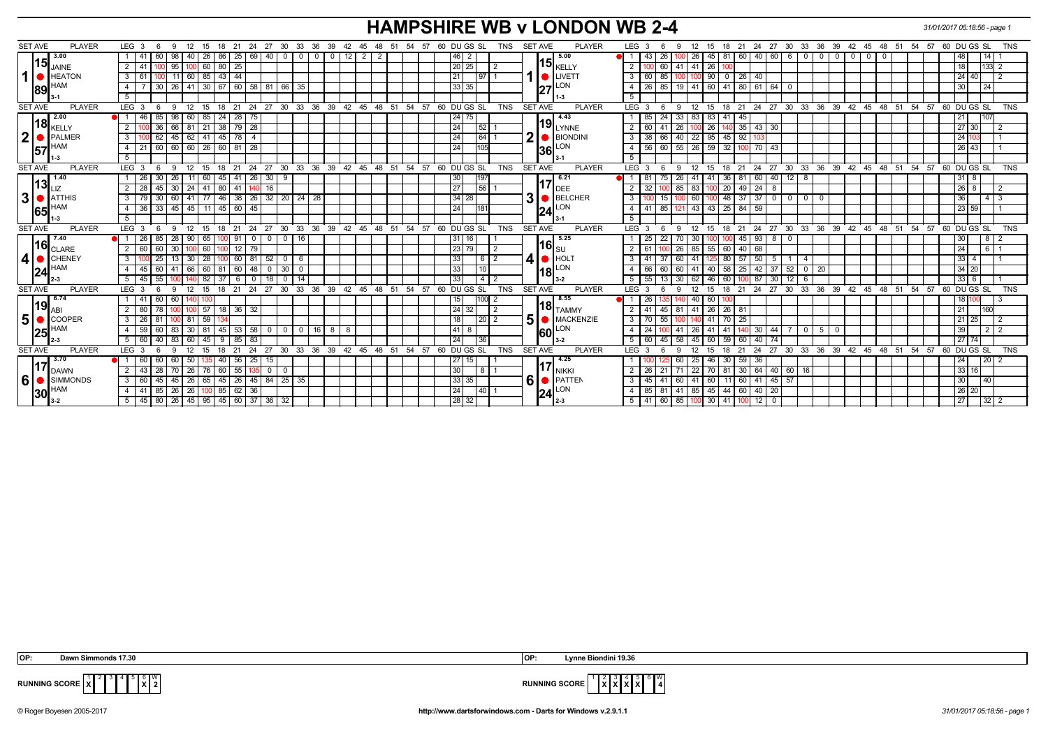# HAMPSHIRE WB v LONDON WB 2-4

31/01/2017 05:18:56 - page 1

## Set 1

| SET AVE | PLAYER | LEG | 3 | 6 | 9 | 12 | 15 | 18 | 21 | 24 | 27 | 30 | 33 | 36 | 39 | 42 | 45 | DU | GS | SL | TNS |
|---|---|---|---|---|---|---|---|---|---|---|---|---|---|---|---|---|---|---|---|---|---|
| 3.00 / 15 / 89 | JAINE HEATON HAM 3-1 | 1 | 41 | 60 | 98 | 40 | 26 | 86 | 25 | 69 | 40 | 0 | 0 | 0 | 0 | 12 | 2 | 46 | 2 | | |
| | | 2 | 41 | 100 | 95 | 100 | 60 | 80 | 25 | | | | | | | | | 20 | 25 | | 2 |
| | | 3 | 61 | 100 | 11 | 60 | 85 | 43 | 44 | | | | | | | | | 21 | | 97 | 1 |
| | | 4 | 7 | 30 | 26 | 41 | 30 | 67 | 60 | 58 | 81 | 66 | 35 | | | | | 33 | 35 | | |
| | | 5 | | | | | | | | | | | | | | | | | | | |

| SET AVE | PLAYER | LEG | 3 | 6 | 9 | 12 | 15 | 18 | 21 | 24 | 27 | 30 | 33 | 36 | 39 | 42 | 45 | DU | GS | SL | TNS |
|---|---|---|---|---|---|---|---|---|---|---|---|---|---|---|---|---|---|---|---|---|---|
| 5.00 / 15 / 27 | KELLY LIVETT LON 1-3 | 1 | 43 | 26 | 100 | 26 | 45 | 81 | 60 | 40 | 60 | 6 | 0 | 0 | 0 | 0 | 0 | 48 | | 14 | 1 |
| | | 2 | 100 | 60 | 41 | 41 | 26 | 100 | | | | | | | | | | 18 | | 133 | 2 |
| | | 3 | 60 | 85 | 100 | 100 | 90 | 0 | 26 | 40 | | | | | | | | 24 | 40 | | 2 |
| | | 4 | 26 | 85 | 19 | 41 | 60 | 41 | 80 | 61 | 64 | 0 | | | | | | 30 | | 24 | |
| | | 5 | | | | | | | | | | | | | | | | | | | |

## Set 2

| SET AVE | PLAYER | LEG | 3 | 6 | 9 | 12 | 15 | 18 | 21 | 24 | 27 | 30 | DU | GS | SL | TNS |
|---|---|---|---|---|---|---|---|---|---|---|---|---|---|---|---|---|
| 2.00 / 18 / 57 | KELLY PALMER HAM 1-3 | 1 | 46 | 85 | 98 | 60 | 85 | 24 | 28 | 75 | | | 24 | 75 | | |
| | | 2 | 100 | 36 | 66 | 81 | 21 | 38 | 79 | 28 | | | 24 | | 52 | 1 |
| | | 3 | 100 | 62 | 45 | 62 | 41 | 45 | 78 | 4 | | | 24 | | 64 | 1 |
| | | 4 | 21 | 60 | 60 | 60 | 26 | 60 | 81 | 28 | | | 24 | | 105 | |
| | | 5 | | | | | | | | | | | | | | |

| SET AVE | PLAYER | LEG | 3 | 6 | 9 | 12 | 15 | 18 | 21 | 24 | 27 | 30 | DU | GS | SL | TNS |
|---|---|---|---|---|---|---|---|---|---|---|---|---|---|---|---|---|
| 4.43 / 19 / 36 | LYNNE BIONDINI LON 3-1 | 1 | 85 | 24 | 33 | 83 | 83 | 41 | 45 | | | | 21 | | 107 | |
| | | 2 | 60 | 41 | 26 | 100 | 26 | 140 | 35 | 43 | 30 | | 27 | 30 | | 2 |
| | | 3 | 38 | 66 | 40 | 22 | 95 | 45 | 92 | 103 | | | 24 | 103 | | 1 |
| | | 4 | 56 | 60 | 55 | 26 | 59 | 32 | 100 | 70 | 43 | | 26 | 43 | | 1 |
| | | 5 | | | | | | | | | | | | | | |

## Set 3

| SET AVE | PLAYER | LEG | 3 | 6 | 9 | 12 | 15 | 18 | 21 | 24 | 27 | 30 | 33 | 36 | DU | GS | SL | TNS |
|---|---|---|---|---|---|---|---|---|---|---|---|---|---|---|---|---|---|---|
| 1.40 / 13 / 65 | LIZ ATTHIS HAM 1-3 | 1 | 26 | 30 | 26 | 11 | 60 | 45 | 41 | 26 | 30 | 9 | | | 30 | | 197 | |
| | | 2 | 28 | 45 | 30 | 24 | 41 | 80 | 41 | 140 | 16 | | | | 27 | | 56 | 1 |
| | | 3 | 79 | 30 | 60 | 41 | 77 | 46 | 38 | 26 | 32 | 20 | 24 | 28 | 34 | 28 | | |
| | | 4 | 36 | 33 | 45 | 45 | 11 | 45 | 60 | 45 | | | | | 24 | | 181 | |
| | | 5 | | | | | | | | | | | | | | | | |

| SET AVE | PLAYER | LEG | 3 | 6 | 9 | 12 | 15 | 18 | 21 | 24 | 27 | 30 | 33 | 36 | DU | GS | SL | TNS |
|---|---|---|---|---|---|---|---|---|---|---|---|---|---|---|---|---|---|---|
| 6.21 / 17 / 24 | DEE BELCHER LON 3-1 | 1 | 81 | 75 | 26 | 41 | 41 | 36 | 81 | 60 | 40 | 12 | 8 | | 31 | 8 | | |
| | | 2 | 32 | 100 | 85 | 83 | 100 | 20 | 49 | 24 | 8 | | | | 26 | 8 | | 2 |
| | | 3 | 100 | 15 | 100 | 60 | 100 | 48 | 37 | 37 | 0 | 0 | 0 | 0 | 36 | | 4 | 3 |
| | | 4 | 41 | 85 | 121 | 43 | 43 | 25 | 84 | 59 | | | | | 23 | 59 | | 1 |
| | | 5 | | | | | | | | | | | | | | | | |

## Set 4

| SET AVE | PLAYER | LEG | 3 | 6 | 9 | 12 | 15 | 18 | 21 | 24 | 27 | 30 | 33 | DU | GS | SL | TNS |
|---|---|---|---|---|---|---|---|---|---|---|---|---|---|---|---|---|---|
| 7.40 / 16 / 24 | CLARE CHENEY HAM 2-3 | 1 | 26 | 85 | 28 | 90 | 65 | 100 | 91 | 0 | 0 | 0 | 16 | 31 | 16 | | 1 |
| | | 2 | 60 | 60 | 30 | 100 | 60 | 100 | 12 | 79 | | | | 23 | 79 | | 2 |
| | | 3 | 100 | 25 | 13 | 30 | 28 | 100 | 60 | 81 | 52 | 0 | 6 | 33 | | 6 | 2 |
| | | 4 | 45 | 60 | 41 | 66 | 60 | 81 | 60 | 48 | 0 | 30 | 0 | 33 | | 10 | |
| | | 5 | 45 | 55 | 100 | 140 | 82 | 37 | 6 | 0 | 18 | 0 | 14 | 33 | | 4 | 2 |

| SET AVE | PLAYER | LEG | 3 | 6 | 9 | 12 | 15 | 18 | 21 | 24 | 27 | 30 | 33 | DU | GS | SL | TNS |
|---|---|---|---|---|---|---|---|---|---|---|---|---|---|---|---|---|---|
| 5.25 / 16 / 18 | SU HOLT LON 3-2 | 1 | 25 | 22 | 70 | 30 | 100 | 100 | 45 | 93 | 8 | 0 | | 30 | | 8 | 2 |
| | | 2 | 61 | 100 | 26 | 85 | 55 | 60 | 40 | 68 | | | | 24 | | 6 | 1 |
| | | 3 | 41 | 37 | 60 | 41 | 125 | 80 | 57 | 50 | 5 | 1 | 4 | 33 | 4 | | 1 |
| | | 4 | 66 | 60 | 60 | 41 | 40 | 58 | 25 | 42 | 37 | 52 | 0 | 20 | 34 | 20 | |
| | | 5 | 55 | 13 | 30 | 62 | 46 | 60 | 100 | 87 | 30 | 12 | 6 | 33 | 6 | | 1 |

## Set 5

| SET AVE | PLAYER | LEG | 3 | 6 | 9 | 12 | 15 | 18 | 21 | 24 | 27 | 30 | 33 | 36 | 39 | 42 | DU | GS | SL | TNS |
|---|---|---|---|---|---|---|---|---|---|---|---|---|---|---|---|---|---|---|---|---|
| 6.74 / 19 / 25 | ABI COOPER HAM 2-3 | 1 | 41 | 60 | 60 | 140 | 100 | | | | | | | | | | 15 | | 100 | 2 |
| | | 2 | 80 | 78 | 100 | 100 | 57 | 18 | 36 | 32 | | | | | | | 24 | 32 | | 2 |
| | | 3 | 26 | 81 | 100 | 81 | 59 | 134 | | | | | | | | | 18 | | 20 | 2 |
| | | 4 | 59 | 60 | 83 | 30 | 81 | 45 | 53 | 58 | 0 | 0 | 0 | 16 | 8 | 8 | 41 | 8 | | |
| | | 5 | 60 | 40 | 83 | 60 | 45 | 9 | 85 | 83 | | | | | | | 24 | | 36 | |

| SET AVE | PLAYER | LEG | 3 | 6 | 9 | 12 | 15 | 18 | 21 | 24 | 27 | 30 | 33 | 36 | 39 | 42 | DU | GS | SL | TNS |
|---|---|---|---|---|---|---|---|---|---|---|---|---|---|---|---|---|---|---|---|---|
| 8.55 / 18 / 60 | TAMMY MACKENZIE LON 3-2 | 1 | 26 | 135 | 140 | 40 | 60 | 100 | | | | | | | | | 18 | 100 | | 3 |
| | | 2 | 41 | 45 | 81 | 41 | 26 | 26 | 81 | | | | | | | | 21 | | 160 | |
| | | 3 | 70 | 55 | 100 | 140 | 41 | 70 | 25 | | | | | | | | 21 | 25 | | 2 |
| | | 4 | 24 | 100 | 41 | 26 | 41 | 41 | 140 | 30 | 44 | 7 | 0 | 5 | 0 | | 39 | | 2 | 2 |
| | | 5 | 60 | 45 | 58 | 45 | 60 | 59 | 60 | 40 | 74 | | | | | | 27 | 74 | | |

## Set 6

| SET AVE | PLAYER | LEG | 3 | 6 | 9 | 12 | 15 | 18 | 21 | 24 | 27 | 30 | 33 | DU | GS | SL | TNS |
|---|---|---|---|---|---|---|---|---|---|---|---|---|---|---|---|---|---|
| 3.70 / 17 / 30 | DAWN SIMMONDS HAM 3-2 | 1 | 60 | 60 | 60 | 50 | 135 | 40 | 56 | 25 | 15 | | | 27 | 15 | | 1 |
| | | 2 | 43 | 28 | 70 | 26 | 76 | 60 | 55 | 135 | 0 | 0 | | 30 | | 8 | 1 |
| | | 3 | 60 | 45 | 45 | 26 | 65 | 45 | 26 | 45 | 84 | 25 | 35 | 33 | 35 | | |
| | | 4 | 41 | 85 | 26 | 26 | 100 | 85 | 62 | 36 | | | | 24 | | 40 | 1 |
| | | 5 | 45 | 80 | 26 | 45 | 95 | 45 | 60 | 37 | 36 | 32 | | 28 | 32 | | |

| SET AVE | PLAYER | LEG | 3 | 6 | 9 | 12 | 15 | 18 | 21 | 24 | 27 | 30 | 33 | DU | GS | SL | TNS |
|---|---|---|---|---|---|---|---|---|---|---|---|---|---|---|---|---|---|
| 4.25 / 17 / 24 | NIKKI PATTEN LON 2-3 | 1 | 100 | 125 | 60 | 25 | 46 | 30 | 59 | 36 | | | | 24 | | 20 | 2 |
| | | 2 | 26 | 21 | 71 | 22 | 70 | 81 | 30 | 64 | 40 | 60 | 16 | 33 | 16 | | |
| | | 3 | 45 | 41 | 60 | 41 | 60 | 11 | 60 | 41 | 45 | 57 | | 30 | | 40 | |
| | | 4 | 85 | 81 | 41 | 85 | 45 | 44 | 60 | 40 | 20 | | | 26 | 20 | | |
| | | 5 | 41 | 60 | 85 | 100 | 30 | 41 | 100 | 12 | 0 | | | 27 | | 32 | 2 |

**OP:** Dawn Simmonds 17.30

**OP:** Lynne Biondini 19.36

**RUNNING SCORE** (HAMPSHIRE WB)

| 1 | 2 | 3 | 4 | 5 | 6 | W |
|---|---|---|---|---|---|---|
| X | | | | | X | 2 |

**RUNNING SCORE** (LONDON WB)

| 1 | 2 | 3 | 4 | 5 | 6 | W |
|---|---|---|---|---|---|---|
| | X | X | X | X | | 4 |

© Roger Boyesen 2005-2017 http://www.dartsforwindows.com - Darts for Windows v.2.9.1.1 31/01/2017 05:18:56 - page 1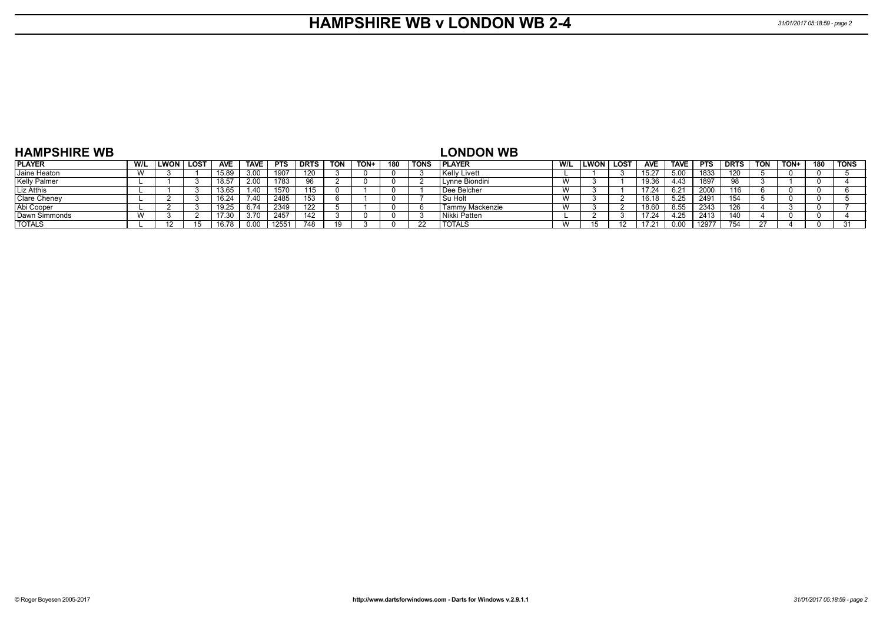# HAMPSHIRE WB v LONDON WB 2-4

## HAMPSHIRE WB

| PLAYER | W/L | LWON | LOST | AVE | TAVE | PTS | DRTS | TON | TON+ | 180 | TONS |
|---|---|---|---|---|---|---|---|---|---|---|---|
| Jaine Heaton | W | 3 | 1 | 15.89 | 3.00 | 1907 | 120 | 3 | 0 | 0 | 3 |
| Kelly Palmer | L | 1 | 3 | 18.57 | 2.00 | 1783 | 96 | 2 | 0 | 0 | 2 |
| Liz Atthis | L | 1 | 3 | 13.65 | 1.40 | 1570 | 115 | 0 | 1 | 0 | 1 |
| Clare Cheney | L | 2 | 3 | 16.24 | 7.40 | 2485 | 153 | 6 | 1 | 0 | 7 |
| Abi Cooper | L | 2 | 3 | 19.25 | 6.74 | 2349 | 122 | 5 | 1 | 0 | 6 |
| Dawn Simmonds | W | 3 | 2 | 17.30 | 3.70 | 2457 | 142 | 3 | 0 | 0 | 3 |
| TOTALS | L | 12 | 15 | 16.78 | 0.00 | 12551 | 748 | 19 | 3 | 0 | 22 |

## LONDON WB

| PLAYER | W/L | LWON | LOST | AVE | TAVE | PTS | DRTS | TON | TON+ | 180 | TONS |
|---|---|---|---|---|---|---|---|---|---|---|---|
| Kelly Livett | L | 1 | 3 | 15.27 | 5.00 | 1833 | 120 | 5 | 0 | 0 | 5 |
| Lynne Biondini | W | 3 | 1 | 19.36 | 4.43 | 1897 | 98 | 3 | 1 | 0 | 4 |
| Dee Belcher | W | 3 | 1 | 17.24 | 6.21 | 2000 | 116 | 6 | 0 | 0 | 6 |
| Su Holt | W | 3 | 2 | 16.18 | 5.25 | 2491 | 154 | 5 | 0 | 0 | 5 |
| Tammy Mackenzie | W | 3 | 2 | 18.60 | 8.55 | 2343 | 126 | 4 | 3 | 0 | 7 |
| Nikki Patten | L | 2 | 3 | 17.24 | 4.25 | 2413 | 140 | 4 | 0 | 0 | 4 |
| TOTALS | W | 15 | 12 | 17.21 | 0.00 | 12977 | 754 | 27 | 4 | 0 | 31 |